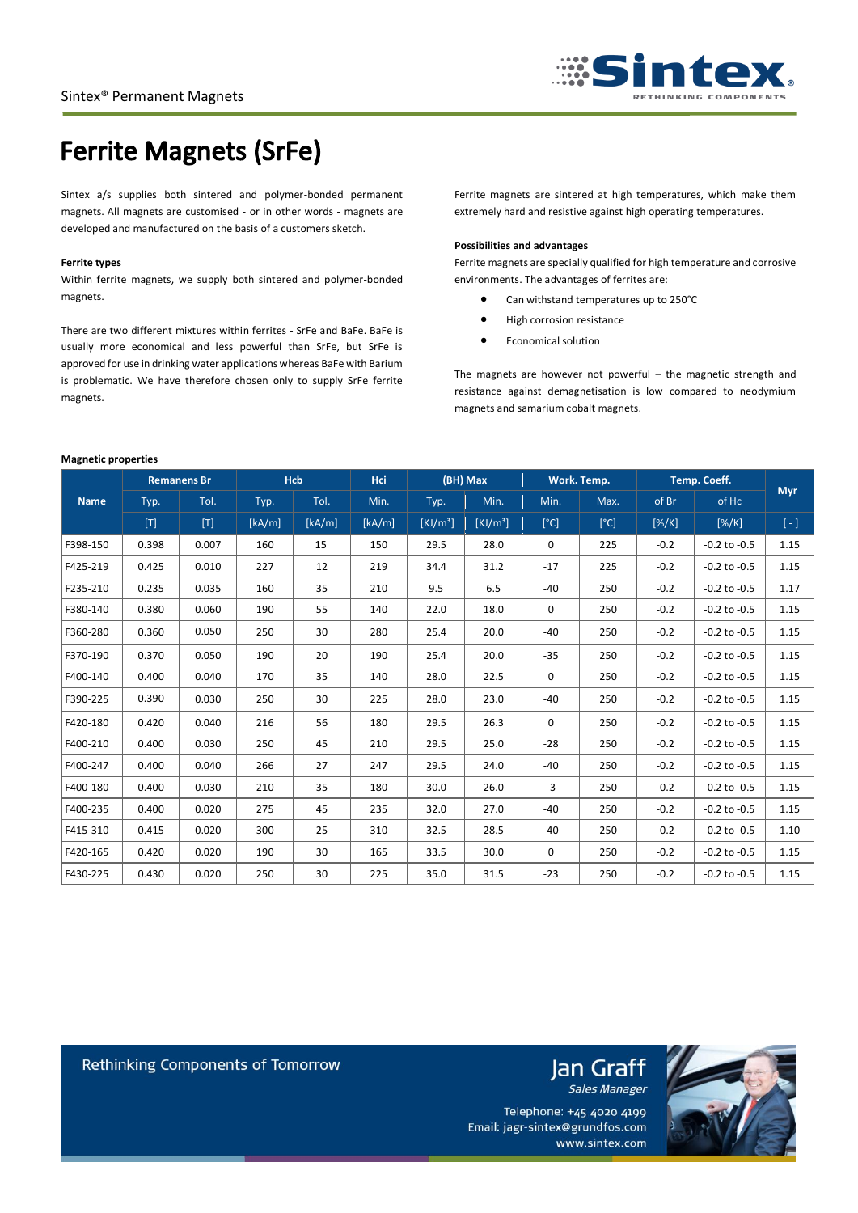Sintex® Permanent Magnets

# Ferrite Magnets (SrFe)

Sintex a/s supplies both sintered and polymer-bonded permanent magnets. All magnets are customised - or in other words - magnets are developed and manufactured on the basis of a customers sketch.

**Ferrite types**

Within ferrite magnets, we supply both sintered and polymer-bonded magnets.

There are two different mixtures within ferrites - SrFe and BaFe. BaFe is usually more economical and less powerful than SrFe, but SrFe is approved for use in drinking water applications whereas BaFe with Barium is problematic. We have therefore chosen only to supply SrFe ferrite magnets.

Ferrite magnets are sintered at high temperatures, which make them extremely hard and resistive against high operating temperatures.

**Possibilities and advantages**

Ferrite magnets are specially qualified for high temperature and corrosive environments. The advantages of ferrites are:

- Can withstand temperatures up to 250°C
- High corrosion resistance
- Economical solution

The magnets are however not powerful – the magnetic strength and resistance against demagnetisation is low compared to neodymium magnets and samarium cobalt magnets.

**Magnetic properties**

| Name | Remanens Br | | Hcb | | Hci | (BH) Max | | Work. Temp. | | Temp. Coeff. | | Myr |
|---|---|---|---|---|---|---|---|---|---|---|---|---|
| | Typ. | Tol. | Typ. | Tol. | Min. | Typ. | Min. | Min. | Max. | of Br | of Hc | |
| | [T] | [T] | [kA/m] | [kA/m] | [kA/m] | [KJ/m³] | [KJ/m³] | [°C] | [°C] | [%/K] | [%/K] | [ - ] |
| F398-150 | 0.398 | 0.007 | 160 | 15 | 150 | 29.5 | 28.0 | 0 | 225 | -0.2 | -0.2 to -0.5 | 1.15 |
| F425-219 | 0.425 | 0.010 | 227 | 12 | 219 | 34.4 | 31.2 | -17 | 225 | -0.2 | -0.2 to -0.5 | 1.15 |
| F235-210 | 0.235 | 0.035 | 160 | 35 | 210 | 9.5 | 6.5 | -40 | 250 | -0.2 | -0.2 to -0.5 | 1.17 |
| F380-140 | 0.380 | 0.060 | 190 | 55 | 140 | 22.0 | 18.0 | 0 | 250 | -0.2 | -0.2 to -0.5 | 1.15 |
| F360-280 | 0.360 | 0.050 | 250 | 30 | 280 | 25.4 | 20.0 | -40 | 250 | -0.2 | -0.2 to -0.5 | 1.15 |
| F370-190 | 0.370 | 0.050 | 190 | 20 | 190 | 25.4 | 20.0 | -35 | 250 | -0.2 | -0.2 to -0.5 | 1.15 |
| F400-140 | 0.400 | 0.040 | 170 | 35 | 140 | 28.0 | 22.5 | 0 | 250 | -0.2 | -0.2 to -0.5 | 1.15 |
| F390-225 | 0.390 | 0.030 | 250 | 30 | 225 | 28.0 | 23.0 | -40 | 250 | -0.2 | -0.2 to -0.5 | 1.15 |
| F420-180 | 0.420 | 0.040 | 216 | 56 | 180 | 29.5 | 26.3 | 0 | 250 | -0.2 | -0.2 to -0.5 | 1.15 |
| F400-210 | 0.400 | 0.030 | 250 | 45 | 210 | 29.5 | 25.0 | -28 | 250 | -0.2 | -0.2 to -0.5 | 1.15 |
| F400-247 | 0.400 | 0.040 | 266 | 27 | 247 | 29.5 | 24.0 | -40 | 250 | -0.2 | -0.2 to -0.5 | 1.15 |
| F400-180 | 0.400 | 0.030 | 210 | 35 | 180 | 30.0 | 26.0 | -3 | 250 | -0.2 | -0.2 to -0.5 | 1.15 |
| F400-235 | 0.400 | 0.020 | 275 | 45 | 235 | 32.0 | 27.0 | -40 | 250 | -0.2 | -0.2 to -0.5 | 1.15 |
| F415-310 | 0.415 | 0.020 | 300 | 25 | 310 | 32.5 | 28.5 | -40 | 250 | -0.2 | -0.2 to -0.5 | 1.10 |
| F420-165 | 0.420 | 0.020 | 190 | 30 | 165 | 33.5 | 30.0 | 0 | 250 | -0.2 | -0.2 to -0.5 | 1.15 |
| F430-225 | 0.430 | 0.020 | 250 | 30 | 225 | 35.0 | 31.5 | -23 | 250 | -0.2 | -0.2 to -0.5 | 1.15 |

Rethinking Components of Tomorrow

Jan Graff
*Sales Manager*

Telephone: +45 4020 4199
Email: jagr-sintex@grundfos.com
www.sintex.com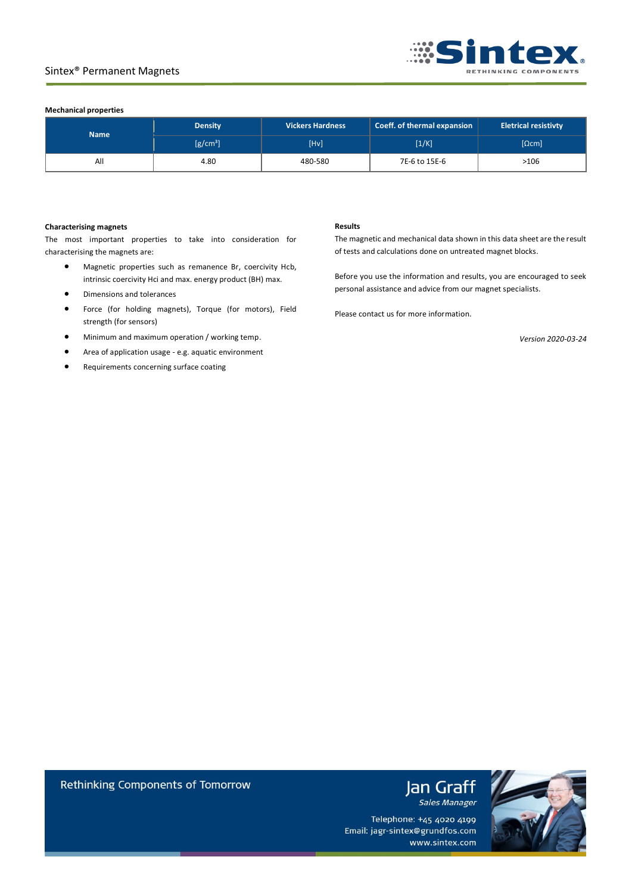**Mechanical properties**

| Name | Density | Vickers Hardness | Coeff. of thermal expansion | Eletrical resistivty |
|---|---|---|---|---|
| | [g/cm³] | [Hv] | [1/K] | [Ωcm] |
| All | 4.80 | 480-580 | 7E-6 to 15E-6 | >106 |

**Characterising magnets**

The most important properties to take into consideration for characterising the magnets are:

- Magnetic properties such as remanence Br, coercivity Hcb, intrinsic coercivity Hci and max. energy product (BH) max.
- Dimensions and tolerances
- Force (for holding magnets), Torque (for motors), Field strength (for sensors)
- Minimum and maximum operation / working temp.
- Area of application usage - e.g. aquatic environment
- Requirements concerning surface coating

**Results**

The magnetic and mechanical data shown in this data sheet are the result of tests and calculations done on untreated magnet blocks.

Before you use the information and results, you are encouraged to seek personal assistance and advice from our magnet specialists.

Please contact us for more information.

*Version 2020-03-24*

Rethinking Components of Tomorrow

Jan Graff
*Sales Manager*

Telephone: +45 4020 4199
Email: jagr-sintex@grundfos.com
www.sintex.com